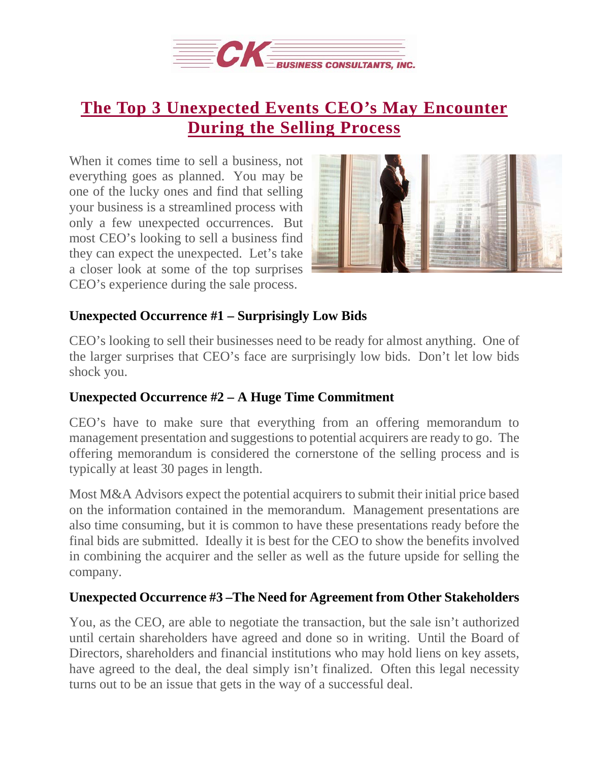# The Top 3 Unexpected Events CEO's May Encounter During the Selling Process

When it comes time to sell a business, not everything goes as planned. You may be one of the lucky ones and find that selling your business is a streamlined process with only a few unexpected occurrences. But most CEO's looking to sell a business find they can expect the unexpected. Let's take a closer look at some of the top surprises CEO's experience during the sale process.

### Unexpected Occurrence #1 – Surprisingly Low Bids

CEO's looking to sell their businesses need to be ready for almost anything. One of the larger surprises that CEO's face are surprisingly low bids. Don't let low bids shock you.

### Unexpected Occurrence #2 – A Huge Time Commitment

CEO's have to make sure that everything from an offering memorandum to management presentation and suggestions to potential acquirers are ready to go. The offering memorandum is considered the cornerstone of the selling process and is typically at least 30 pages in length.

Most M&A Advisors expect the potential acquirers to submit their initial price based on the information contained in the memorandum. Management presentations are also time consuming, but it is common to have these presentations ready before the final bids are submitted. Ideally it is best for the CEO to show the benefits involved in combining the acquirer and the seller as well as the future upside for selling the company.

### Unexpected Occurrence #3 –The Need for Agreement from Other Stakeholders

You, as the CEO, are able to negotiate the transaction, but the sale isn't authorized until certain shareholders have agreed and done so in writing. Until the Board of Directors, shareholders and financial institutions who may hold liens on key assets, have agreed to the deal, the deal simply isn't finalized. Often this legal necessity turns out to be an issue that gets in the way of a successful deal.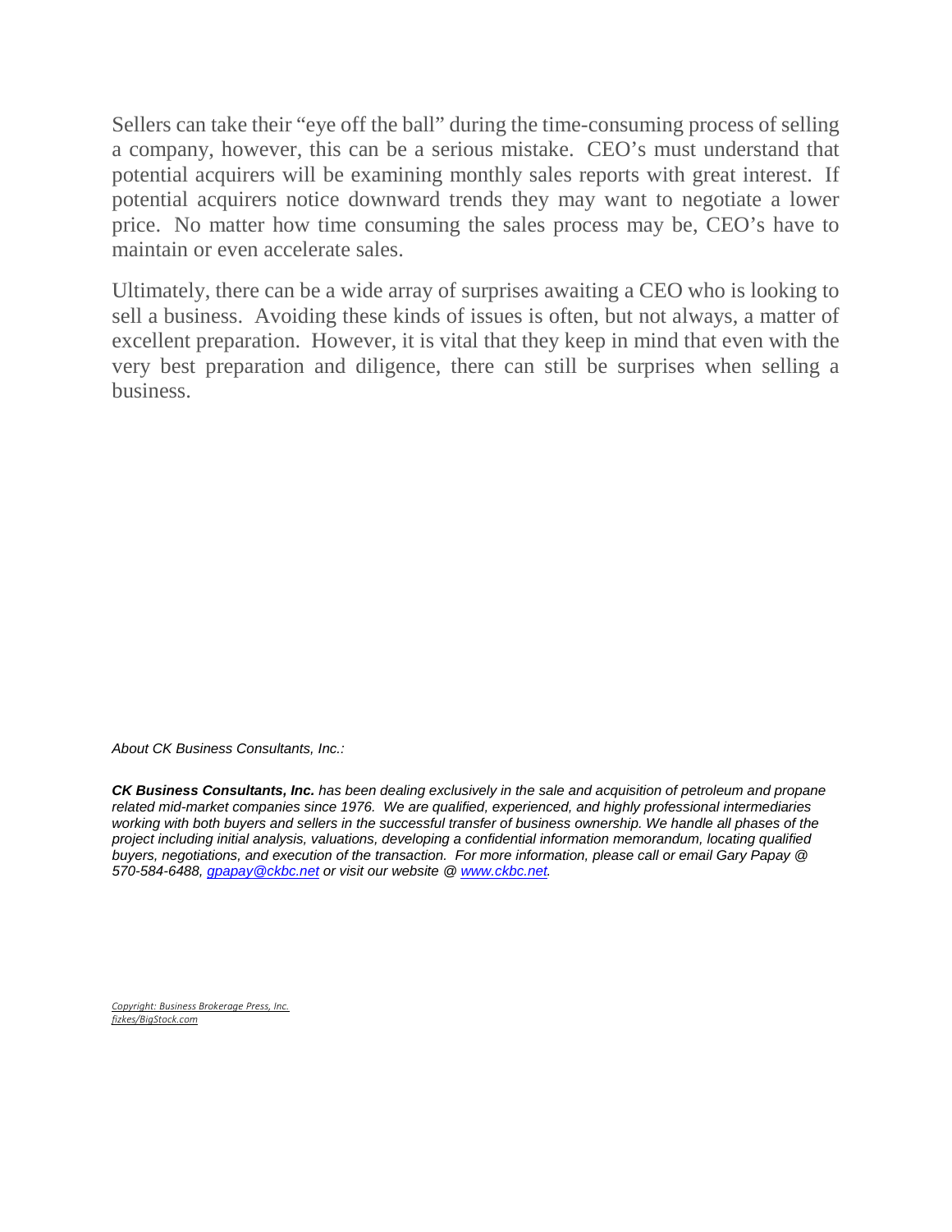Sellers can take their "eye off the ball" during the time-consuming process of selling a company, however, this can be a serious mistake. CEO's must understand that potential acquirers will be examining monthly sales reports with great interest. If potential acquirers notice downward trends they may want to negotiate a lower price. No matter how time consuming the sales process may be, CEO's have to maintain or even accelerate sales.

Ultimately, there can be a wide array of surprises awaiting a CEO who is looking to sell a business. Avoiding these kinds of issues is often, but not always, a matter of excellent preparation. However, it is vital that they keep in mind that even with the very best preparation and diligence, there can still be surprises when selling a business.

*About CK Business Consultants, Inc.:*

***CK Business Consultants, Inc.** has been dealing exclusively in the sale and acquisition of petroleum and propane related mid-market companies since 1976. We are qualified, experienced, and highly professional intermediaries working with both buyers and sellers in the successful transfer of business ownership. We handle all phases of the project including initial analysis, valuations, developing a confidential information memorandum, locating qualified buyers, negotiations, and execution of the transaction. For more information, please call or email Gary Papay @ 570-584-6488, [gpapay@ckbc.net](mailto:gpapay@ckbc.net) or visit our website @ [www.ckbc.net](http://www.ckbc.net).*

*Copyright: Business Brokerage Press, Inc.*
*fizkes/BigStock.com*